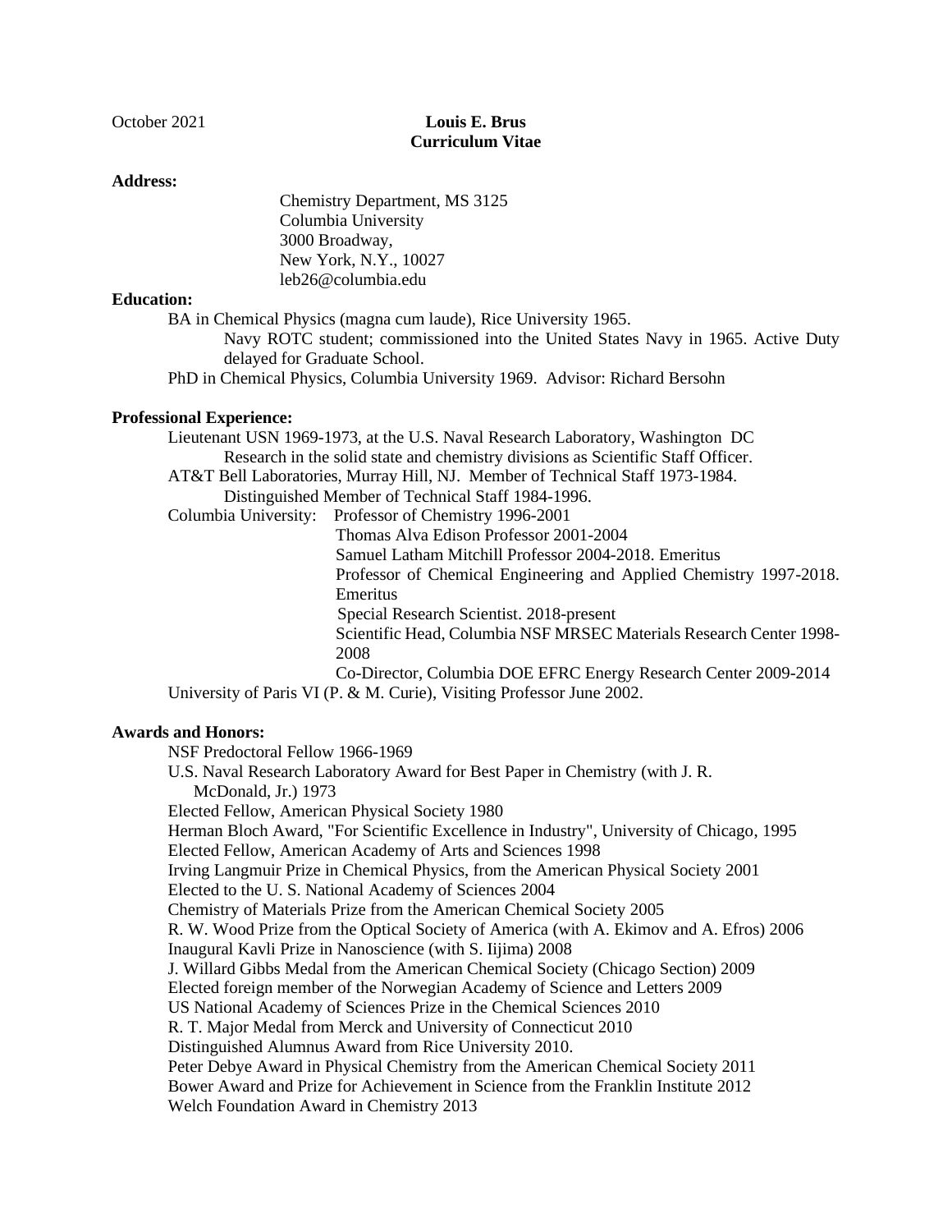October 2021

# Louis E. Brus
## Curriculum Vitae

**Address:**

Chemistry Department, MS 3125
Columbia University
3000 Broadway,
New York, N.Y., 10027
leb26@columbia.edu

**Education:**

BA in Chemical Physics (magna cum laude), Rice University 1965.
Navy ROTC student; commissioned into the United States Navy in 1965. Active Duty delayed for Graduate School.

PhD in Chemical Physics, Columbia University 1969. Advisor: Richard Bersohn

**Professional Experience:**

Lieutenant USN 1969-1973, at the U.S. Naval Research Laboratory, Washington DC
Research in the solid state and chemistry divisions as Scientific Staff Officer.

AT&T Bell Laboratories, Murray Hill, NJ. Member of Technical Staff 1973-1984.
Distinguished Member of Technical Staff 1984-1996.

Columbia University: Professor of Chemistry 1996-2001
Thomas Alva Edison Professor 2001-2004
Samuel Latham Mitchill Professor 2004-2018. Emeritus
Professor of Chemical Engineering and Applied Chemistry 1997-2018. Emeritus
Special Research Scientist. 2018-present
Scientific Head, Columbia NSF MRSEC Materials Research Center 1998-2008
Co-Director, Columbia DOE EFRC Energy Research Center 2009-2014

University of Paris VI (P. & M. Curie), Visiting Professor June 2002.

**Awards and Honors:**

NSF Predoctoral Fellow 1966-1969
U.S. Naval Research Laboratory Award for Best Paper in Chemistry (with J. R. McDonald, Jr.) 1973
Elected Fellow, American Physical Society 1980
Herman Bloch Award, "For Scientific Excellence in Industry", University of Chicago, 1995
Elected Fellow, American Academy of Arts and Sciences 1998
Irving Langmuir Prize in Chemical Physics, from the American Physical Society 2001
Elected to the U. S. National Academy of Sciences 2004
Chemistry of Materials Prize from the American Chemical Society 2005
R. W. Wood Prize from the Optical Society of America (with A. Ekimov and A. Efros) 2006
Inaugural Kavli Prize in Nanoscience (with S. Iijima) 2008
J. Willard Gibbs Medal from the American Chemical Society (Chicago Section) 2009
Elected foreign member of the Norwegian Academy of Science and Letters 2009
US National Academy of Sciences Prize in the Chemical Sciences 2010
R. T. Major Medal from Merck and University of Connecticut 2010
Distinguished Alumnus Award from Rice University 2010.
Peter Debye Award in Physical Chemistry from the American Chemical Society 2011
Bower Award and Prize for Achievement in Science from the Franklin Institute 2012
Welch Foundation Award in Chemistry 2013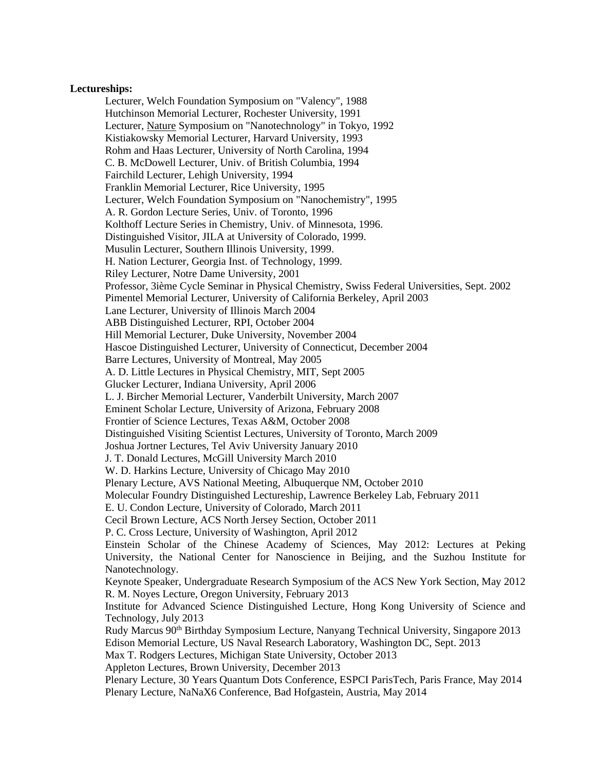**Lectureships:**

Lecturer, Welch Foundation Symposium on "Valency", 1988
Hutchinson Memorial Lecturer, Rochester University, 1991
Lecturer, Nature Symposium on "Nanotechnology" in Tokyo, 1992
Kistiakowsky Memorial Lecturer, Harvard University, 1993
Rohm and Haas Lecturer, University of North Carolina, 1994
C. B. McDowell Lecturer, Univ. of British Columbia, 1994
Fairchild Lecturer, Lehigh University, 1994
Franklin Memorial Lecturer, Rice University, 1995
Lecturer, Welch Foundation Symposium on "Nanochemistry", 1995
A. R. Gordon Lecture Series, Univ. of Toronto, 1996
Kolthoff Lecture Series in Chemistry, Univ. of Minnesota, 1996.
Distinguished Visitor, JILA at University of Colorado, 1999.
Musulin Lecturer, Southern Illinois University, 1999.
H. Nation Lecturer, Georgia Inst. of Technology, 1999.
Riley Lecturer, Notre Dame University, 2001
Professor, 3ième Cycle Seminar in Physical Chemistry, Swiss Federal Universities, Sept. 2002
Pimentel Memorial Lecturer, University of California Berkeley, April 2003
Lane Lecturer, University of Illinois March 2004
ABB Distinguished Lecturer, RPI, October 2004
Hill Memorial Lecturer, Duke University, November 2004
Hascoe Distinguished Lecturer, University of Connecticut, December 2004
Barre Lectures, University of Montreal, May 2005
A. D. Little Lectures in Physical Chemistry, MIT, Sept 2005
Glucker Lecturer, Indiana University, April 2006
L. J. Bircher Memorial Lecturer, Vanderbilt University, March 2007
Eminent Scholar Lecture, University of Arizona, February 2008
Frontier of Science Lectures, Texas A&M, October 2008
Distinguished Visiting Scientist Lectures, University of Toronto, March 2009
Joshua Jortner Lectures, Tel Aviv University January 2010
J. T. Donald Lectures, McGill University March 2010
W. D. Harkins Lecture, University of Chicago May 2010
Plenary Lecture, AVS National Meeting, Albuquerque NM, October 2010
Molecular Foundry Distinguished Lectureship, Lawrence Berkeley Lab, February 2011
E. U. Condon Lecture, University of Colorado, March 2011
Cecil Brown Lecture, ACS North Jersey Section, October 2011
P. C. Cross Lecture, University of Washington, April 2012
Einstein Scholar of the Chinese Academy of Sciences, May 2012: Lectures at Peking University, the National Center for Nanoscience in Beijing, and the Suzhou Institute for Nanotechnology.
Keynote Speaker, Undergraduate Research Symposium of the ACS New York Section, May 2012
R. M. Noyes Lecture, Oregon University, February 2013
Institute for Advanced Science Distinguished Lecture, Hong Kong University of Science and Technology, July 2013
Rudy Marcus 90th Birthday Symposium Lecture, Nanyang Technical University, Singapore 2013
Edison Memorial Lecture, US Naval Research Laboratory, Washington DC, Sept. 2013
Max T. Rodgers Lectures, Michigan State University, October 2013
Appleton Lectures, Brown University, December 2013
Plenary Lecture, 30 Years Quantum Dots Conference, ESPCI ParisTech, Paris France, May 2014
Plenary Lecture, NaNaX6 Conference, Bad Hofgastein, Austria, May 2014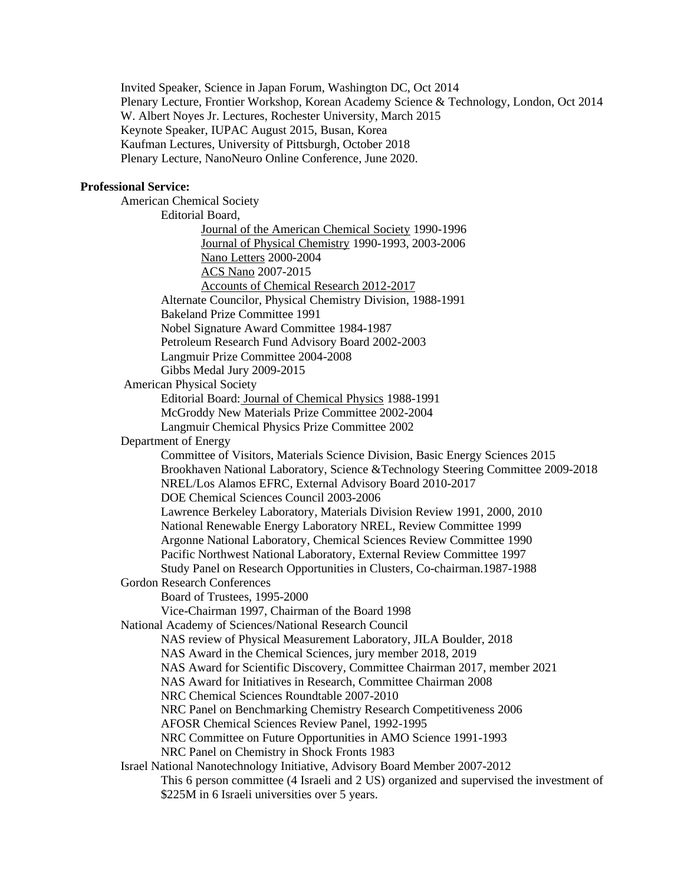Invited Speaker, Science in Japan Forum, Washington DC, Oct 2014
Plenary Lecture, Frontier Workshop, Korean Academy Science & Technology, London, Oct 2014
W. Albert Noyes Jr. Lectures, Rochester University, March 2015
Keynote Speaker, IUPAC August 2015, Busan, Korea
Kaufman Lectures, University of Pittsburgh, October 2018
Plenary Lecture, NanoNeuro Online Conference, June 2020.

**Professional Service:**

- American Chemical Society
  - Editorial Board,
    - Journal of the American Chemical Society 1990-1996
    - Journal of Physical Chemistry 1990-1993, 2003-2006
    - Nano Letters 2000-2004
    - ACS Nano 2007-2015
    - Accounts of Chemical Research 2012-2017
  - Alternate Councilor, Physical Chemistry Division, 1988-1991
  - Bakeland Prize Committee 1991
  - Nobel Signature Award Committee 1984-1987
  - Petroleum Research Fund Advisory Board 2002-2003
  - Langmuir Prize Committee 2004-2008
  - Gibbs Medal Jury 2009-2015
- American Physical Society
  - Editorial Board: Journal of Chemical Physics 1988-1991
  - McGroddy New Materials Prize Committee 2002-2004
  - Langmuir Chemical Physics Prize Committee 2002
- Department of Energy
  - Committee of Visitors, Materials Science Division, Basic Energy Sciences 2015
  - Brookhaven National Laboratory, Science &Technology Steering Committee 2009-2018
  - NREL/Los Alamos EFRC, External Advisory Board 2010-2017
  - DOE Chemical Sciences Council 2003-2006
  - Lawrence Berkeley Laboratory, Materials Division Review 1991, 2000, 2010
  - National Renewable Energy Laboratory NREL, Review Committee 1999
  - Argonne National Laboratory, Chemical Sciences Review Committee 1990
  - Pacific Northwest National Laboratory, External Review Committee 1997
  - Study Panel on Research Opportunities in Clusters, Co-chairman.1987-1988
- Gordon Research Conferences
  - Board of Trustees, 1995-2000
  - Vice-Chairman 1997, Chairman of the Board 1998
- National Academy of Sciences/National Research Council
  - NAS review of Physical Measurement Laboratory, JILA Boulder, 2018
  - NAS Award in the Chemical Sciences, jury member 2018, 2019
  - NAS Award for Scientific Discovery, Committee Chairman 2017, member 2021
  - NAS Award for Initiatives in Research, Committee Chairman 2008
  - NRC Chemical Sciences Roundtable 2007-2010
  - NRC Panel on Benchmarking Chemistry Research Competitiveness 2006
  - AFOSR Chemical Sciences Review Panel, 1992-1995
  - NRC Committee on Future Opportunities in AMO Science 1991-1993
  - NRC Panel on Chemistry in Shock Fronts 1983
- Israel National Nanotechnology Initiative, Advisory Board Member 2007-2012
  - This 6 person committee (4 Israeli and 2 US) organized and supervised the investment of $225M in 6 Israeli universities over 5 years.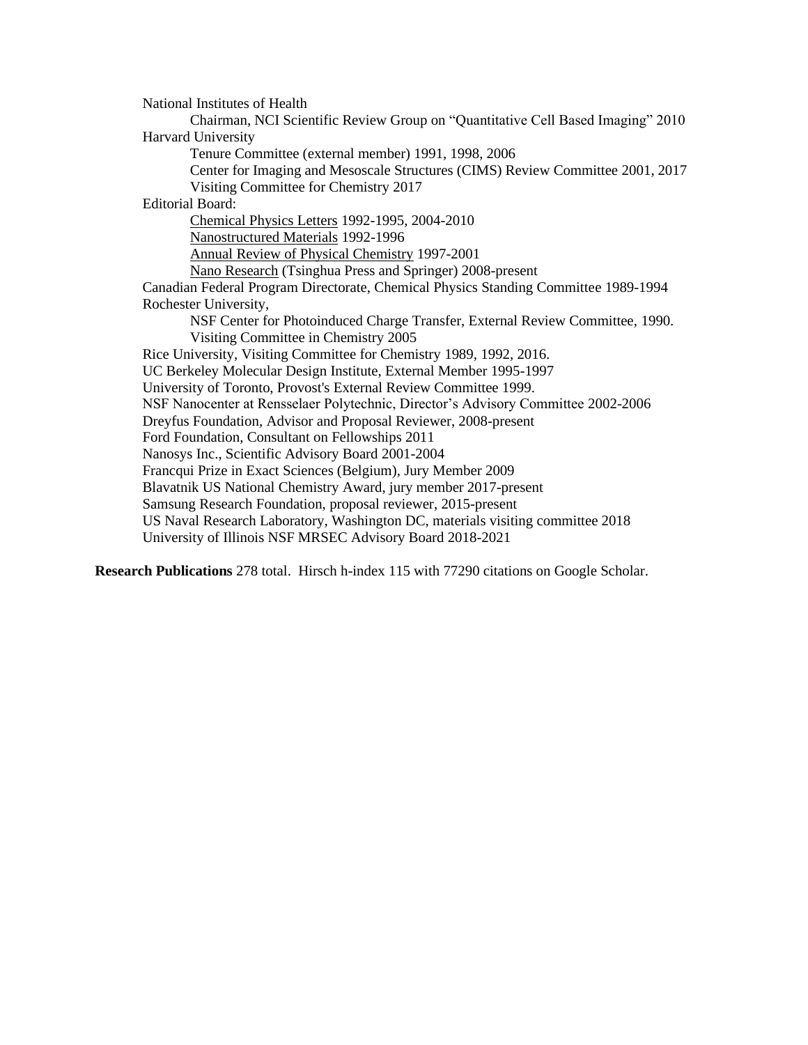National Institutes of Health
    Chairman, NCI Scientific Review Group on "Quantitative Cell Based Imaging" 2010
Harvard University
    Tenure Committee (external member) 1991, 1998, 2006
    Center for Imaging and Mesoscale Structures (CIMS) Review Committee 2001, 2017
    Visiting Committee for Chemistry 2017
Editorial Board:
    <u>Chemical Physics Letters</u> 1992-1995, 2004-2010
    <u>Nanostructured Materials</u> 1992-1996
    <u>Annual Review of Physical Chemistry</u> 1997-2001
    <u>Nano Research</u> (Tsinghua Press and Springer) 2008-present
Canadian Federal Program Directorate, Chemical Physics Standing Committee 1989-1994
Rochester University,
    NSF Center for Photoinduced Charge Transfer, External Review Committee, 1990.
    Visiting Committee in Chemistry 2005
Rice University, Visiting Committee for Chemistry 1989, 1992, 2016.
UC Berkeley Molecular Design Institute, External Member 1995-1997
University of Toronto, Provost's External Review Committee 1999.
NSF Nanocenter at Rensselaer Polytechnic, Director's Advisory Committee 2002-2006
Dreyfus Foundation, Advisor and Proposal Reviewer, 2008-present
Ford Foundation, Consultant on Fellowships 2011
Nanosys Inc., Scientific Advisory Board 2001-2004
Francqui Prize in Exact Sciences (Belgium), Jury Member 2009
Blavatnik US National Chemistry Award, jury member 2017-present
Samsung Research Foundation, proposal reviewer, 2015-present
US Naval Research Laboratory, Washington DC, materials visiting committee 2018
University of Illinois NSF MRSEC Advisory Board 2018-2021

**Research Publications** 278 total. Hirsch h-index 115 with 77290 citations on Google Scholar.